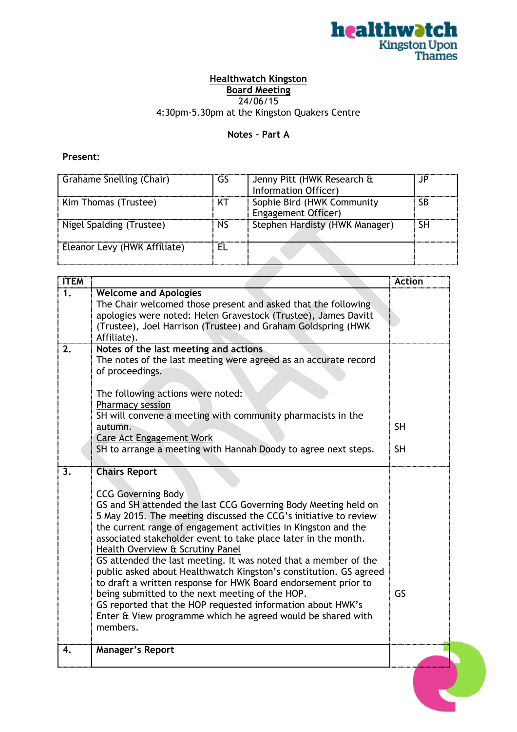**Healthwatch Kingston**
**Board Meeting**
24/06/15
4:30pm-5.30pm at the Kingston Quakers Centre

**Notes – Part A**

**Present:**

| | | | |
|---|---|---|---|
| Grahame Snelling (Chair) | GS | Jenny Pitt (HWK Research & Information Officer) | JP |
| Kim Thomas (Trustee) | KT | Sophie Bird (HWK Community Engagement Officer) | SB |
| Nigel Spalding (Trustee) | NS | Stephen Hardisty (HWK Manager) | SH |
| Eleanor Levy (HWK Affiliate) | EL | | |

| ITEM | | Action |
|---|---|---|
| 1. | **Welcome and Apologies**<br>The Chair welcomed those present and asked that the following apologies were noted: Helen Gravestock (Trustee), James Davitt (Trustee), Joel Harrison (Trustee) and Graham Goldspring (HWK Affiliate). | |
| 2. | **Notes of the last meeting and actions**<br>The notes of the last meeting were agreed as an accurate record of proceedings.<br><br>The following actions were noted:<br>Pharmacy session<br>SH will convene a meeting with community pharmacists in the autumn.<br>Care Act Engagement Work<br>SH to arrange a meeting with Hannah Doody to agree next steps. | SH<br><br>SH |
| 3. | **Chairs Report**<br><br>CCG Governing Body<br>GS and SH attended the last CCG Governing Body Meeting held on 5 May 2015. The meeting discussed the CCG's initiative to review the current range of engagement activities in Kingston and the associated stakeholder event to take place later in the month.<br>Health Overview & Scrutiny Panel<br>GS attended the last meeting. It was noted that a member of the public asked about Healthwatch Kingston's constitution. GS agreed to draft a written response for HWK Board endorsement prior to being submitted to the next meeting of the HOP.<br>GS reported that the HOP requested information about HWK's Enter & View programme which he agreed would be shared with members. | GS |
| 4. | **Manager's Report** | |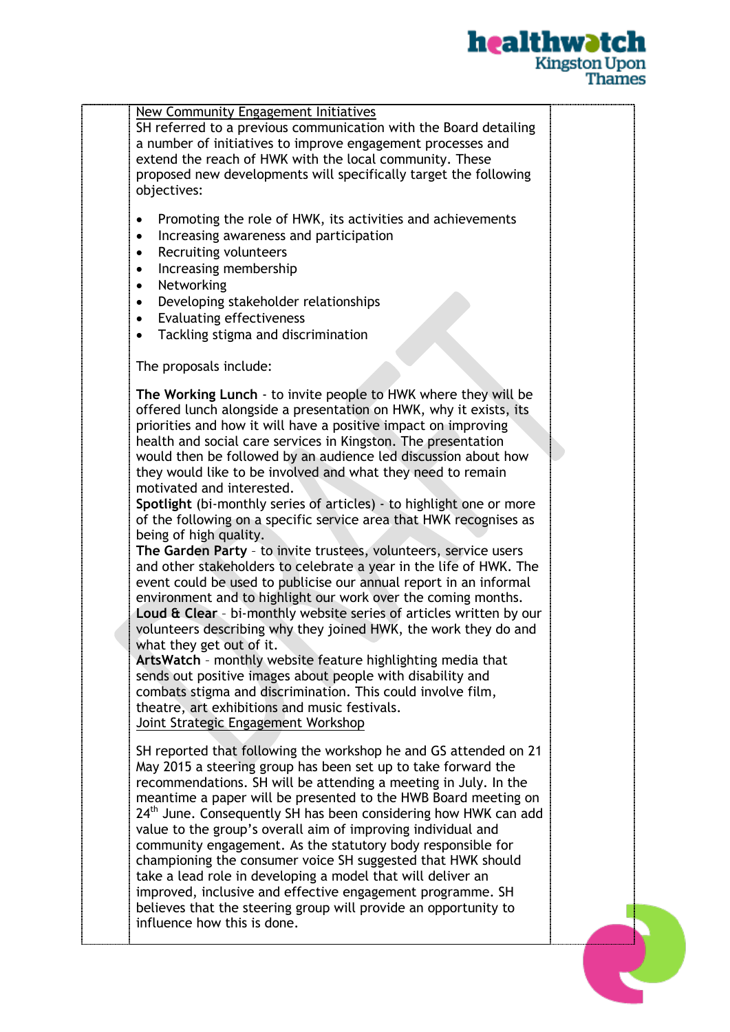New Community Engagement Initiatives

SH referred to a previous communication with the Board detailing a number of initiatives to improve engagement processes and extend the reach of HWK with the local community. These proposed new developments will specifically target the following objectives:

- Promoting the role of HWK, its activities and achievements
- Increasing awareness and participation
- Recruiting volunteers
- Increasing membership
- Networking
- Developing stakeholder relationships
- Evaluating effectiveness
- Tackling stigma and discrimination

The proposals include:

**The Working Lunch** - to invite people to HWK where they will be offered lunch alongside a presentation on HWK, why it exists, its priorities and how it will have a positive impact on improving health and social care services in Kingston. The presentation would then be followed by an audience led discussion about how they would like to be involved and what they need to remain motivated and interested.

**Spotlight** (bi-monthly series of articles) - to highlight one or more of the following on a specific service area that HWK recognises as being of high quality.

**The Garden Party** – to invite trustees, volunteers, service users and other stakeholders to celebrate a year in the life of HWK. The event could be used to publicise our annual report in an informal environment and to highlight our work over the coming months.

**Loud & Clear** – bi-monthly website series of articles written by our volunteers describing why they joined HWK, the work they do and what they get out of it.

**ArtsWatch** – monthly website feature highlighting media that sends out positive images about people with disability and combats stigma and discrimination. This could involve film, theatre, art exhibitions and music festivals.

Joint Strategic Engagement Workshop

SH reported that following the workshop he and GS attended on 21 May 2015 a steering group has been set up to take forward the recommendations. SH will be attending a meeting in July. In the meantime a paper will be presented to the HWB Board meeting on 24th June. Consequently SH has been considering how HWK can add value to the group's overall aim of improving individual and community engagement. As the statutory body responsible for championing the consumer voice SH suggested that HWK should take a lead role in developing a model that will deliver an improved, inclusive and effective engagement programme. SH believes that the steering group will provide an opportunity to influence how this is done.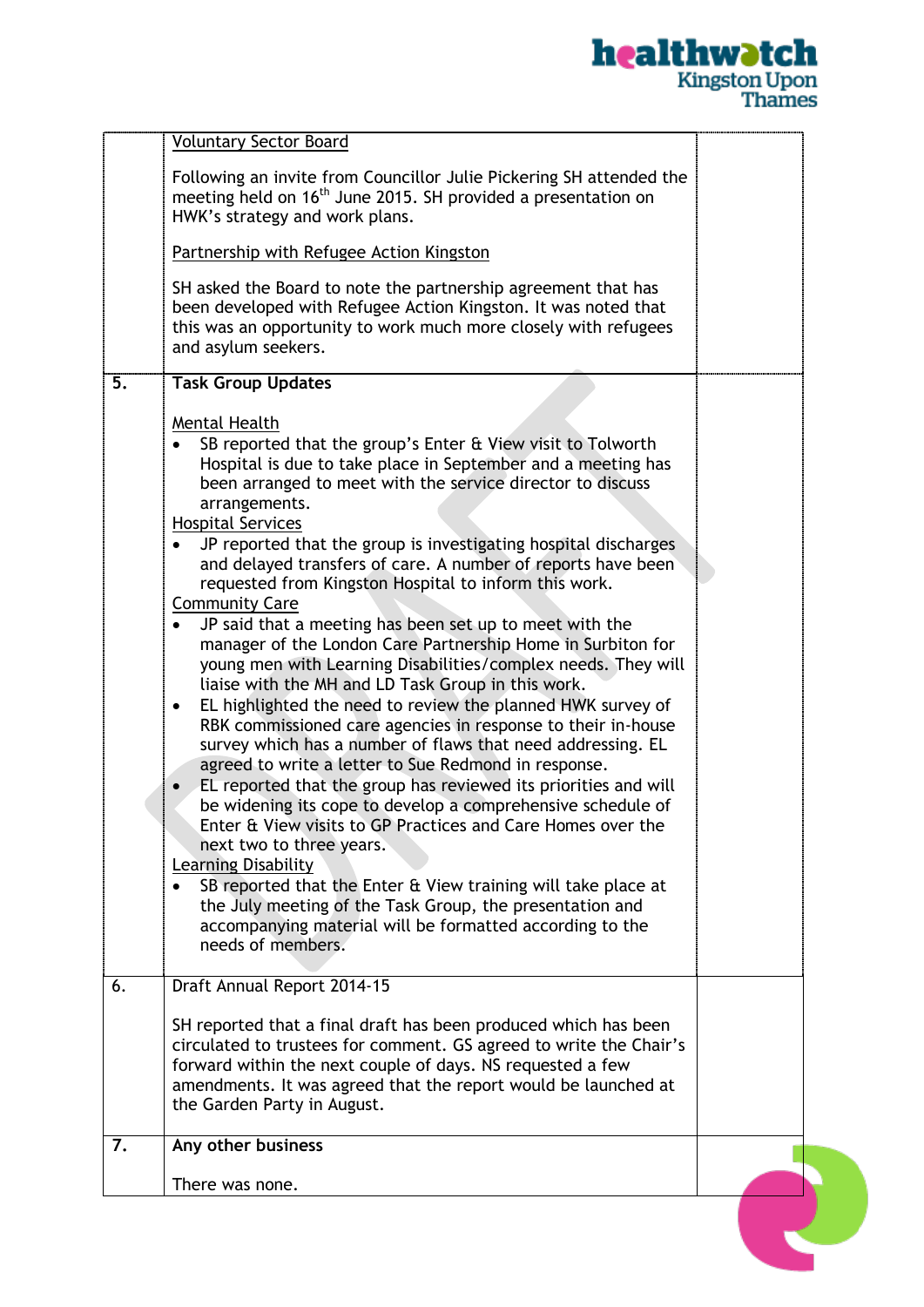| | | |
|---|---|---|
| | <u>Voluntary Sector Board</u><br><br>Following an invite from Councillor Julie Pickering SH attended the meeting held on 16th June 2015. SH provided a presentation on HWK's strategy and work plans.<br><br><u>Partnership with Refugee Action Kingston</u><br><br>SH asked the Board to note the partnership agreement that has been developed with Refugee Action Kingston. It was noted that this was an opportunity to work much more closely with refugees and asylum seekers. | |
| **5.** | **Task Group Updates**<br><br><u>Mental Health</u><br>• SB reported that the group's Enter & View visit to Tolworth Hospital is due to take place in September and a meeting has been arranged to meet with the service director to discuss arrangements.<br><u>Hospital Services</u><br>• JP reported that the group is investigating hospital discharges and delayed transfers of care. A number of reports have been requested from Kingston Hospital to inform this work.<br><u>Community Care</u><br>• JP said that a meeting has been set up to meet with the manager of the London Care Partnership Home in Surbiton for young men with Learning Disabilities/complex needs. They will liaise with the MH and LD Task Group in this work.<br>• EL highlighted the need to review the planned HWK survey of RBK commissioned care agencies in response to their in-house survey which has a number of flaws that need addressing. EL agreed to write a letter to Sue Redmond in response.<br>• EL reported that the group has reviewed its priorities and will be widening its cope to develop a comprehensive schedule of Enter & View visits to GP Practices and Care Homes over the next two to three years.<br><u>Learning Disability</u><br>• SB reported that the Enter & View training will take place at the July meeting of the Task Group, the presentation and accompanying material will be formatted according to the needs of members. | |
| 6. | Draft Annual Report 2014-15<br><br>SH reported that a final draft has been produced which has been circulated to trustees for comment. GS agreed to write the Chair's forward within the next couple of days. NS requested a few amendments. It was agreed that the report would be launched at the Garden Party in August. | |
| **7.** | **Any other business**<br><br>There was none. | |